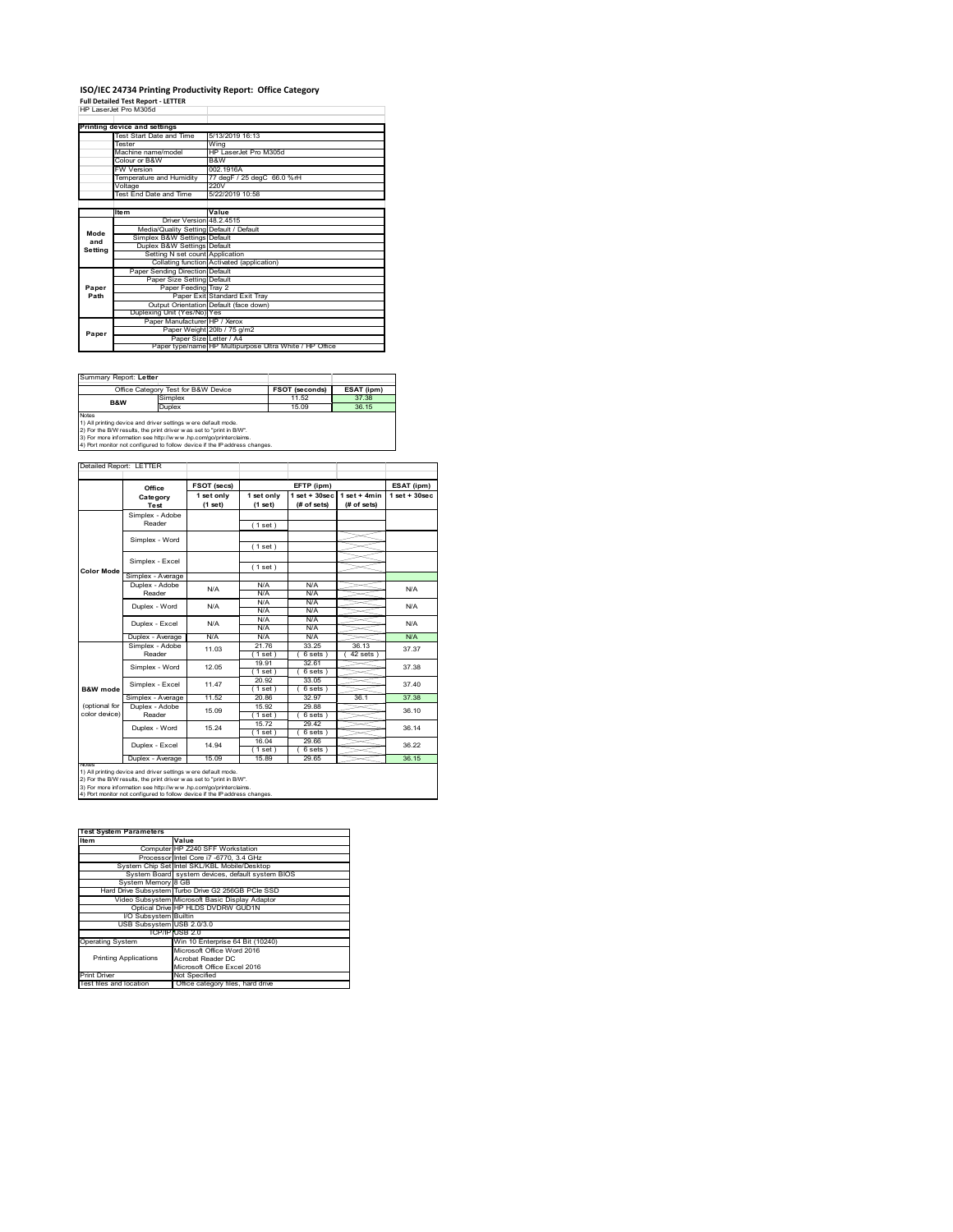# ISO/IEC 24734 Printing Productivity Report: Office Category

**Full Detailed Test Report - LETTER**

HP LaserJet Pro M305d

| Printing device and settings | |
|---|---|
| Test Start Date and Time | 5/13/2019 16:13 |
| Tester | Wing |
| Machine name/model | HP LaserJet Pro M305d |
| Colour or B&W | B&W |
| FW Version | 002.1916A |
| Temperature and Humidity | 77 degF / 25 degC 66.0 %rH |
| Voltage | 220V |
| Test End Date and Time | 5/22/2019 10:58 |

| | Item | Value |
|---|---|---|
| Mode and Setting | Driver Version | 48.2.4515 |
| | Media/Quality Setting | Default / Default |
| | Simplex B&W Settings | Default |
| | Duplex B&W Settings | Default |
| | Setting N set count | Application |
| | Collating function | Activated (application) |
| Paper Path | Paper Sending Direction | Default |
| | Paper Size Setting | Default |
| | Paper Feeding | Tray 2 |
| | Paper Exit | Standard Exit Tray |
| | Output Orientation | Default (face down) |
| | Duplexing Unit (Yes/No) | Yes |
| Paper | Paper Manufacturer | HP / Xerox |
| | Paper Weight | 20lb / 75 g/m2 |
| | Paper Size | Letter / A4 |
| | Paper type/name | HP Multipurpose Ultra White / HP Office |

Summary Report: **Letter**

| Office Category Test for B&W Device | | FSOT (seconds) | ESAT (ipm) |
|---|---|---|---|
| B&W | Simplex | 11.52 | 37.38 |
| | Duplex | 15.09 | 36.15 |

Notes
1) All printing device and driver settings were default mode.
2) For the B/W results, the print driver was set to "print in B/W".
3) For more information see http://www.hp.com/go/printerclaims.
4) Port monitor not configured to follow device if the IP address changes.

Detailed Report: LETTER

| | Office Category Test | FSOT (secs) 1 set only (1 set) | EFTP (ipm) 1 set only (1 set) | EFTP (ipm) 1 set + 30sec (# of sets) | EFTP (ipm) 1 set + 4min (# of sets) | ESAT (ipm) 1 set + 30sec |
|---|---|---|---|---|---|---|
| Color Mode | Simplex - Adobe Reader | | (1 set) | | | |
| | Simplex - Word | | (1 set) | | | |
| | Simplex - Excel | | (1 set) | | | |
| | Simplex - Average | | | | | |
| | Duplex - Adobe Reader | N/A | N/A N/A | N/A N/A | | N/A |
| | Duplex - Word | N/A | N/A N/A | N/A N/A | | N/A |
| | Duplex - Excel | N/A | N/A N/A | N/A N/A | | N/A |
| | Duplex - Average | N/A | N/A | N/A | | N/A |
| B&W mode (optional for color device) | Simplex - Adobe Reader | 11.03 | 21.76 (1 set) | 33.25 (6 sets) | 36.13 (42 sets) | 37.37 |
| | Simplex - Word | 12.05 | 19.91 (1 set) | 32.61 (6 sets) | | 37.38 |
| | Simplex - Excel | 11.47 | 20.92 (1 set) | 33.05 (6 sets) | | 37.40 |
| | Simplex - Average | 11.52 | 20.86 | 32.97 | 36.1 | 37.38 |
| | Duplex - Adobe Reader | 15.09 | 15.92 (1 set) | 29.88 (6 sets) | | 36.10 |
| | Duplex - Word | 15.24 | 15.72 (1 set) | 29.42 (6 sets) | | 36.14 |
| | Duplex - Excel | 14.94 | 16.04 (1 set) | 29.66 (6 sets) | | 36.22 |
| | Duplex - Average | 15.09 | 15.89 | 29.65 | | 36.15 |

Notes
1) All printing device and driver settings were default mode.
2) For the B/W results, the print driver was set to "print in B/W".
3) For more information see http://www.hp.com/go/printerclaims.
4) Port monitor not configured to follow device if the IP address changes.

| Test System Parameters | |
|---|---|
| Item | Value |
| Computer | HP Z240 SFF Workstation |
| Processor | Intel Core i7 -6770, 3.4 GHz |
| System Chip Set | Intel SKL/KBL Mobile/Desktop |
| System Board | system devices, default system BIOS |
| System Memory | 8 GB |
| Hard Drive Subsystem | Turbo Drive G2 256GB PCIe SSD |
| Video Subsystem | Microsoft Basic Display Adaptor |
| Optical Drive | HP HLDS DVDRW GUD1N |
| I/O Subsystem | Builtin |
| USB Subsystem | USB 2.0/3.0 |
| TCP/IP | USB 2.0 |
| Operating System | Win 10 Enterprise 64 Bit (10240) |
| Printing Applications | Microsoft Office Word 2016<br>Acrobat Reader DC<br>Microsoft Office Excel 2016 |
| Print Driver | Not Specified |
| Test files and location | Office category files, hard drive |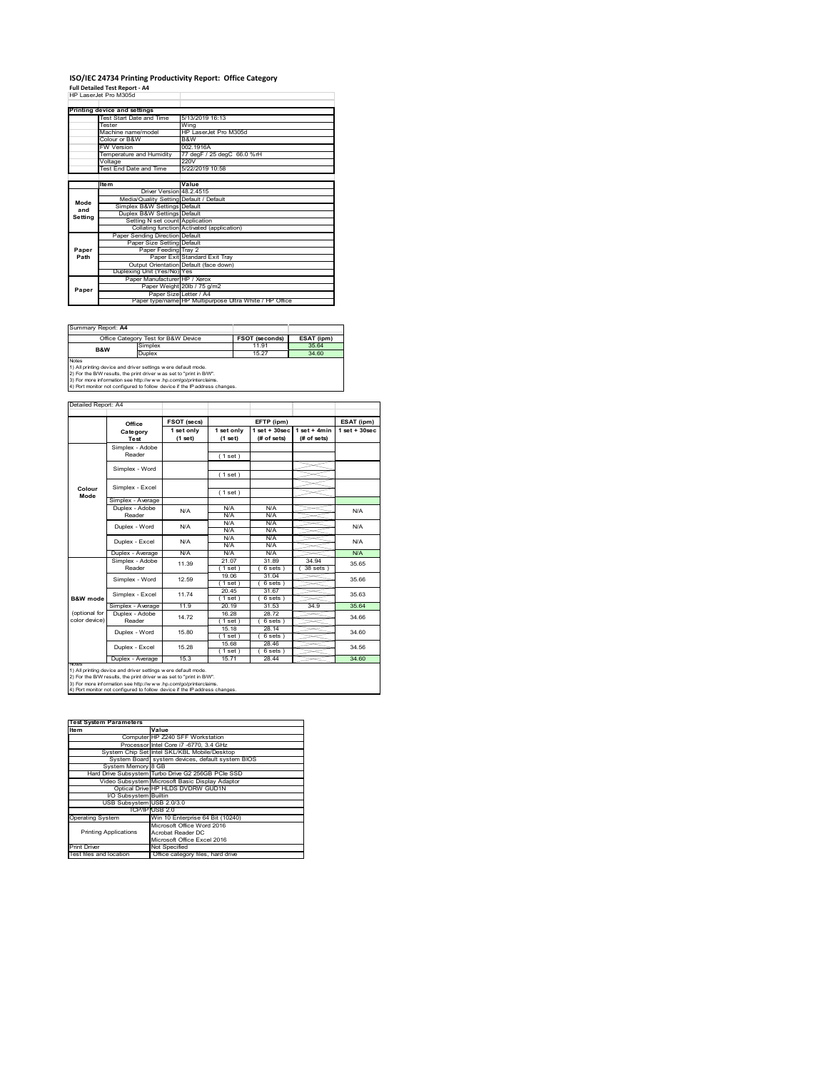# ISO/IEC 24734 Printing Productivity Report: Office Category

**Full Detailed Test Report - A4**

HP LaserJet Pro M305d

| Printing device and settings | |
|---|---|
| Test Start Date and Time | 5/13/2019 16:13 |
| Tester | Wing |
| Machine name/model | HP LaserJet Pro M305d |
| Colour or B&W | B&W |
| FW Version | 002.1916A |
| Temperature and Humidity | 77 degF / 25 degC 66.0 %rH |
| Voltage | 220V |
| Test End Date and Time | 5/22/2019 10:58 |

| | Item | Value |
|---|---|---|
| Mode and Setting | Driver Version | 48.2.4515 |
| | Media/Quality Setting | Default / Default |
| | Simplex B&W Settings | Default |
| | Duplex B&W Settings | Default |
| | Setting N set count | Application |
| | Collating function | Activated (application) |
| Paper Path | Paper Sending Direction | Default |
| | Paper Size Setting | Default |
| | Paper Feeding | Tray 2 |
| | Paper Exit | Standard Exit Tray |
| | Output Orientation | Default (face down) |
| | Duplexing Unit (Yes/No) | Yes |
| Paper | Paper Manufacturer | HP / Xerox |
| | Paper Weight | 20lb / 75 g/m2 |
| | Paper Size | Letter / A4 |
| | Paper type/name | HP Multipurpose Ultra White / HP Office |

Summary Report: **A4**

| Office Category Test for B&W Device | | FSOT (seconds) | ESAT (ipm) |
|---|---|---|---|
| B&W | Simplex | 11.91 | 35.64 |
| | Duplex | 15.27 | 34.60 |

Notes
1) All printing device and driver settings were default mode.
2) For the B/W results, the print driver was set to "print in B/W".
3) For more information see http://www.hp.com/go/printerclaims.
4) Port monitor not configured to follow device if the IP address changes.

Detailed Report: A4

| | Office Category Test | FSOT (secs) 1 set only (1 set) | EFTP (ipm) 1 set only (1 set) | EFTP (ipm) 1 set + 30sec (# of sets) | EFTP (ipm) 1 set + 4min (# of sets) | ESAT (ipm) 1 set + 30sec |
|---|---|---|---|---|---|---|
| Colour Mode | Simplex - Adobe Reader | | (1 set) | | | |
| | Simplex - Word | | (1 set) | | | |
| | Simplex - Excel | | (1 set) | | | |
| | Simplex - Average | | | | | |
| | Duplex - Adobe Reader | N/A | N/A / N/A | N/A / N/A | | N/A |
| | Duplex - Word | N/A | N/A / N/A | N/A / N/A | | N/A |
| | Duplex - Excel | N/A | N/A / N/A | N/A / N/A | | N/A |
| | Duplex - Average | N/A | N/A | N/A | | N/A |
| B&W mode (optional for color device) | Simplex - Adobe Reader | 11.39 | 21.07 (1 set) | 31.89 (6 sets) | 34.94 (38 sets) | 35.65 |
| | Simplex - Word | 12.59 | 19.06 (1 set) | 31.04 (6 sets) | | 35.66 |
| | Simplex - Excel | 11.74 | 20.45 (1 set) | 31.67 (6 sets) | | 35.63 |
| | Simplex - Average | 11.9 | 20.19 | 31.53 | 34.9 | 35.64 |
| | Duplex - Adobe Reader | 14.72 | 16.28 (1 set) | 28.72 (6 sets) | | 34.66 |
| | Duplex - Word | 15.80 | 15.18 (1 set) | 28.14 (6 sets) | | 34.60 |
| | Duplex - Excel | 15.28 | 15.68 (1 set) | 28.46 (6 sets) | | 34.56 |
| | Duplex - Average | 15.3 | 15.71 | 28.44 | | 34.60 |

Notes
1) All printing device and driver settings were default mode.
2) For the B/W results, the print driver was set to "print in B/W".
3) For more information see http://www.hp.com/go/printerclaims.
4) Port monitor not configured to follow device if the IP address changes.

| Test System Parameters | |
|---|---|
| **Item** | **Value** |
| Computer | HP Z240 SFF Workstation |
| Processor | Intel Core i7 -6770, 3.4 GHz |
| System Chip Set | Intel SKL/KBL Mobile/Desktop |
| System Board | system devices, default system BIOS |
| System Memory | 8 GB |
| Hard Drive Subsystem | Turbo Drive G2 256GB PCIe SSD |
| Video Subsystem | Microsoft Basic Display Adaptor |
| Optical Drive | HP HLDS DVDRW GUD1N |
| I/O Subsystem | Builtin |
| USB Subsystem | USB 2.0/3.0 |
| TCP/IP | USB 2.0 |
| Operating System | Win 10 Enterprise 64 Bit (10240) |
| Printing Applications | Microsoft Office Word 2016<br>Acrobat Reader DC<br>Microsoft Office Excel 2016 |
| Print Driver | Not Specified |
| Test files and location | Office category files, hard drive |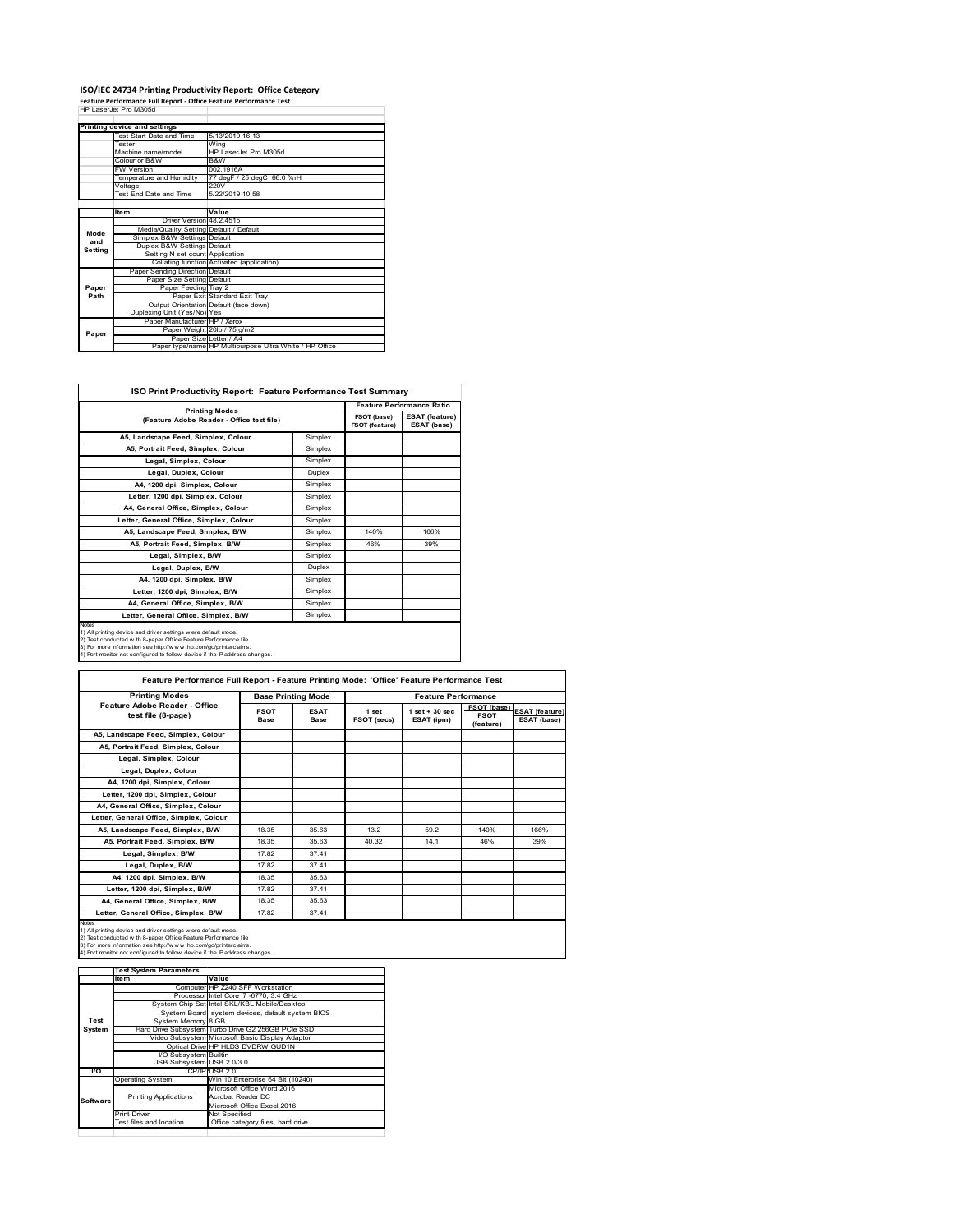# ISO/IEC 24734 Printing Productivity Report: Office Category

**Feature Performance Full Report - Office Feature Performance Test**

HP LaserJet Pro M305d

| | Printing device and settings | |
|---|---|---|
| | Test Start Date and Time | 5/13/2019 16:13 |
| | Tester | Wing |
| | Machine name/model | HP LaserJet Pro M305d |
| | Colour or B&W | B&W |
| | FW Version | 002.1916A |
| | Temperature and Humidity | 77 degF / 25 degC 66.0 %rH |
| | Voltage | 220V |
| | Test End Date and Time | 5/22/2019 10:58 |

| | Item | Value |
|---|---|---|
| Mode and Setting | Driver Version | 48.2.4515 |
| | Media/Quality Setting | Default / Default |
| | Simplex B&W Settings | Default |
| | Duplex B&W Settings | Default |
| | Setting N set count | Application |
| | Collating function | Activated (application) |
| Paper Path | Paper Sending Direction | Default |
| | Paper Size Setting | Default |
| | Paper Feeding | Tray 2 |
| | Paper Exit | Standard Exit Tray |
| | Output Orientation | Default (face down) |
| | Duplexing Unit (Yes/No) | Yes |
| Paper | Paper Manufacturer | HP / Xerox |
| | Paper Weight | 20lb / 75 g/m2 |
| | Paper Size | Letter / A4 |
| | Paper type/name | HP Multipurpose Ultra White / HP Office |

## ISO Print Productivity Report: Feature Performance Test Summary

| Printing Modes (Feature Adobe Reader - Office test file) | | Feature Performance Ratio FSOT (base) / FSOT (feature) | ESAT (feature) / ESAT (base) |
|---|---|---|---|
| A5, Landscape Feed, Simplex, Colour | Simplex | | |
| A5, Portrait Feed, Simplex, Colour | Simplex | | |
| Legal, Simplex, Colour | Simplex | | |
| Legal, Duplex, Colour | Duplex | | |
| A4, 1200 dpi, Simplex, Colour | Simplex | | |
| Letter, 1200 dpi, Simplex, Colour | Simplex | | |
| A4, General Office, Simplex, Colour | Simplex | | |
| Letter, General Office, Simplex, Colour | Simplex | | |
| A5, Landscape Feed, Simplex, B/W | Simplex | 140% | 166% |
| A5, Portrait Feed, Simplex, B/W | Simplex | 46% | 39% |
| Legal, Simplex, B/W | Simplex | | |
| Legal, Duplex, B/W | Duplex | | |
| A4, 1200 dpi, Simplex, B/W | Simplex | | |
| Letter, 1200 dpi, Simplex, B/W | Simplex | | |
| A4, General Office, Simplex, B/W | Simplex | | |
| Letter, General Office, Simplex, B/W | Simplex | | |

Notes
1) All printing device and driver settings were default mode.
2) Test conducted with 8-paper Office Feature Performance file.
3) For more information see http://www.hp.com/go/printerclaims.
4) Port monitor not configured to follow device if the IP address changes.

## Feature Performance Full Report - Feature Printing Mode: 'Office' Feature Performance Test

| Printing Modes Feature Adobe Reader - Office test file (8-page) | Base Printing Mode FSOT Base | ESAT Base | Feature Performance 1 set FSOT (secs) | 1 set + 30 sec ESAT (ipm) | FSOT (base) / FSOT (feature) | ESAT (feature) / ESAT (base) |
|---|---|---|---|---|---|---|
| A5, Landscape Feed, Simplex, Colour | | | | | | |
| A5, Portrait Feed, Simplex, Colour | | | | | | |
| Legal, Simplex, Colour | | | | | | |
| Legal, Duplex, Colour | | | | | | |
| A4, 1200 dpi, Simplex, Colour | | | | | | |
| Letter, 1200 dpi, Simplex, Colour | | | | | | |
| A4, General Office, Simplex, Colour | | | | | | |
| Letter, General Office, Simplex, Colour | | | | | | |
| A5, Landscape Feed, Simplex, B/W | 18.35 | 35.63 | 13.2 | 59.2 | 140% | 166% |
| A5, Portrait Feed, Simplex, B/W | 18.35 | 35.63 | 40.32 | 14.1 | 46% | 39% |
| Legal, Simplex, B/W | 17.82 | 37.41 | | | | |
| Legal, Duplex, B/W | 17.82 | 37.41 | | | | |
| A4, 1200 dpi, Simplex, B/W | 18.35 | 35.63 | | | | |
| Letter, 1200 dpi, Simplex, B/W | 17.82 | 37.41 | | | | |
| A4, General Office, Simplex, B/W | 18.35 | 35.63 | | | | |
| Letter, General Office, Simplex, B/W | 17.82 | 37.41 | | | | |

Notes
1) All printing device and driver settings were default mode.
2) Test conducted with 8-paper Office Feature Performance file
3) For more information see http://www.hp.com/go/printerclaims.
4) Port monitor not configured to follow device if the IP address changes.

| | Test System Parameters | |
|---|---|---|
| | Item | Value |
| Test System | Computer | HP Z240 SFF Workstation |
| | Processor | Intel Core i7 -6770, 3.4 GHz |
| | System Chip Set | Intel SKL/KBL Mobile/Desktop |
| | System Board | system devices, default system BIOS |
| | System Memory | 8 GB |
| | Hard Drive Subsystem | Turbo Drive G2 256GB PCIe SSD |
| | Video Subsystem | Microsoft Basic Display Adaptor |
| | Optical Drive | HP HLDS DVDRW GUD1N |
| | I/O Subsystem | Builtin |
| | USB Subsystem | USB 2.0/3.0 |
| I/O | TCP/IP | USB 2.0 |
| Software | Operating System | Win 10 Enterprise 64 Bit (10240) |
| | Printing Applications | Microsoft Office Word 2016<br>Acrobat Reader DC<br>Microsoft Office Excel 2016 |
| | Print Driver | Not Specified |
| | Test files and location | Office category files, hard drive |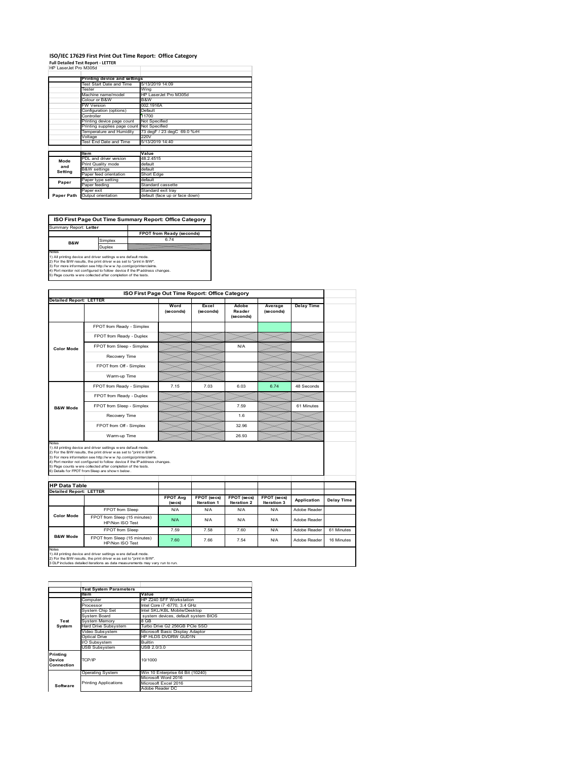# ISO/IEC 17629 First Print Out Time Report: Office Category

**Full Detailed Test Report - LETTER**

HP LaserJet Pro M305d

| | Printing device and settings | |
|---|---|---|
| | Test Start Date and Time | 5/13/2019 14:09 |
| | Tester | Wing |
| | Machine name/model | HP LaserJet Pro M305d |
| | Colour or B&W | B&W |
| | FW Version | 002.1916A |
| | Configuration (options) | Default |
| | Controller | 11700 |
| | Printing device page count | Not Specified |
| | Printing supplies page count | Not Specified |
| | Temperature and Humidity | 73 degF / 23 degC 69.0 %rH |
| | Voltage | 220V |
| | Test End Date and Time | 5/13/2019 14:40 |

| | Item | Value |
|---|---|---|
| Mode and Setting | PDL and driver version | 48.2.4515 |
| | Print Quality mode | default |
| | B&W settings | default |
| | Paper feed orientation | Short Edge |
| Paper | Paper type setting | default |
| | Paper feeding | Standard cassette |
| | Paper exit | Standard exit tray |
| Paper Path | Output orientation | default (face up or face down) |

## ISO First Page Out Time Summary Report: Office Category

| Summary Report: Letter | | |
|---|---|---|
| | | FPOT from Ready (seconds) |
| B&W | Simplex | 6.74 |
| | Duplex | |

Notes
1) All printing device and driver settings were default mode.
2) For the B/W results, the print driver was set to "print in B/W".
3) For more information see http://www.hp.com/go/printerclaims.
4) Port monitor not configured to follow device if the IP address changes.
5) Page counts were collected after completion of the tests.

## ISO First Page Out Time Report: Office Category

| Detailed Report: LETTER | | Word (seconds) | Excel (seconds) | Adobe Reader (seconds) | Average (seconds) | Delay Time |
|---|---|---|---|---|---|---|
| Color Mode | FPOT from Ready - Simplex | | | | | |
| | FPOT from Ready - Duplex | | | | | |
| | FPOT from Sleep - Simplex | | | N/A | | |
| | Recovery Time | | | | | |
| | FPOT from Off - Simplex | | | | | |
| | Warm-up Time | | | | | |
| B&W Mode | FPOT from Ready - Simplex | 7.15 | 7.03 | 6.03 | 6.74 | 48 Seconds |
| | FPOT from Ready - Duplex | | | | | |
| | FPOT from Sleep - Simplex | | | 7.59 | | 61 Minutes |
| | Recovery Time | | | 1.6 | | |
| | FPOT from Off - Simplex | | | 32.96 | | |
| | Warm-up Time | | | 26.93 | | |

Notes
1) All printing device and driver settings were default mode.
2) For the B/W results, the print driver was set to "print in B/W".
3) For more information see http://www.hp.com/go/printerclaims.
4) Port monitor not configured to follow device if the IP address changes.
5) Page counts were collected after completion of the tests.
6) Details for FPOT from Sleep are shown below.

## HP Data Table

| Detailed Report: LETTER | | FPOT Avg (secs) | FPOT (secs) Iteration 1 | FPOT (secs) Iteration 2 | FPOT (secs) Iteration 3 | Application | Delay Time |
|---|---|---|---|---|---|---|---|
| Color Mode | FPOT from Sleep | N/A | N/A | N/A | N/A | Adobe Reader | |
| | FPOT from Sleep (15 minutes) HP/Non ISO Test | N/A | N/A | N/A | N/A | Adobe Reader | |
| B&W Mode | FPOT from Sleep | 7.59 | 7.58 | 7.60 | N/A | Adobe Reader | 61 Minutes |
| | FPOT from Sleep (15 minutes) HP/Non ISO Test | 7.60 | 7.66 | 7.54 | N/A | Adobe Reader | 16 Minutes |

Notes
1) All printing device and driver settings were default mode.
2) For the B/W results, the print driver was set to "print in B/W".
3 DLP includes detailed iterations as data measurements may vary run to run.

| | Test System Parameters | |
|---|---|---|
| | Item | Value |
| Test System | Computer | HP Z240 SFF Workstation |
| | Processor | Intel Core i7 -6770, 3.4 GHz |
| | System Chip Set | Intel SKL/KBL Mobile/Desktop |
| | System Board | system devices, default system BIOS |
| | System Memory | 8 GB |
| | Hard Drive Subsystem | Turbo Drive G2 256GB PCIe SSD |
| | Video Subsystem | Microsoft Basic Display Adaptor |
| | Optical Drive | HP HLDS DVDRW GUD1N |
| | I/O Subsystem | Builtin |
| | USB Subsystem | USB 2.0/3.0 |
| Printing Device Connection | TCP/IP | 10/1000 |
| Software | Operating System | Win 10 Enterprise 64 Bit (10240) |
| | Printing Applications | Microsoft Word 2016 |
| | | Microsoft Excel 2016 |
| | | Adobe Reader DC |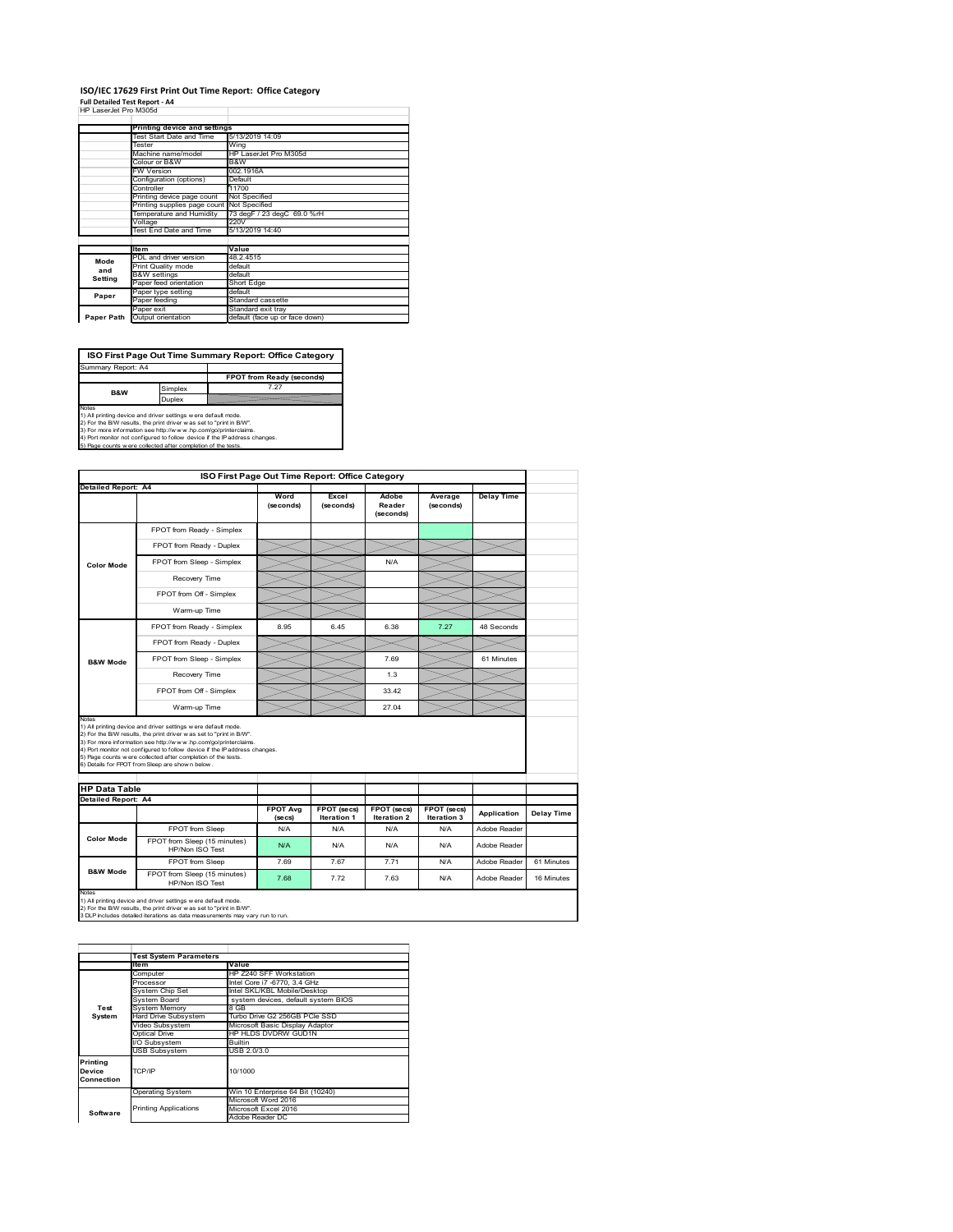# ISO/IEC 17629 First Print Out Time Report: Office Category

**Full Detailed Test Report - A4**

HP LaserJet Pro M305d

| | | |
|---|---|---|
| | **Printing device and settings** | |
| | Test Start Date and Time | 5/13/2019 14:09 |
| | Tester | Wing |
| | Machine name/model | HP LaserJet Pro M305d |
| | Colour or B&W | B&W |
| | FW Version | 002.1916A |
| | Configuration (options) | Default |
| | Controller | 11700 |
| | Printing device page count | Not Specified |
| | Printing supplies page count | Not Specified |
| | Temperature and Humidity | 73 degF / 23 degC 69.0 %rH |
| | Voltage | 220V |
| | Test End Date and Time | 5/13/2019 14:40 |
| | | |
| | **Item** | **Value** |
| Mode and Setting | PDL and driver version | 48.2.4515 |
| | Print Quality mode | default |
| | B&W settings | default |
| | Paper feed orientation | Short Edge |
| Paper | Paper type setting | default |
| | Paper feeding | Standard cassette |
| | Paper exit | Standard exit tray |
| Paper Path | Output orientation | default (face up or face down) |

| ISO First Page Out Time Summary Report: Office Category | | |
|---|---|---|
| Summary Report: A4 | | |
| | | **FPOT from Ready (seconds)** |
| B&W | Simplex | 7.27 |
| | Duplex | |

Notes
1) All printing device and driver settings were default mode.
2) For the B/W results, the print driver was set to "print in B/W".
3) For more information see http://www.hp.com/go/printerclaims.
4) Port monitor not configured to follow device if the IP address changes.
5) Page counts were collected after completion of the tests.

**ISO First Page Out Time Report: Office Category**

| Detailed Report: A4 | | Word (seconds) | Excel (seconds) | Adobe Reader (seconds) | Average (seconds) | Delay Time |
|---|---|---|---|---|---|---|
| Color Mode | FPOT from Ready - Simplex | | | | | |
| | FPOT from Ready - Duplex | | | | | |
| | FPOT from Sleep - Simplex | | | N/A | | |
| | Recovery Time | | | | | |
| | FPOT from Off - Simplex | | | | | |
| | Warm-up Time | | | | | |
| B&W Mode | FPOT from Ready - Simplex | 8.95 | 6.45 | 6.38 | 7.27 | 48 Seconds |
| | FPOT from Ready - Duplex | | | | | |
| | FPOT from Sleep - Simplex | | | 7.69 | | 61 Minutes |
| | Recovery Time | | | 1.3 | | |
| | FPOT from Off - Simplex | | | 33.42 | | |
| | Warm-up Time | | | 27.04 | | |

Notes
1) All printing device and driver settings were default mode.
2) For the B/W results, the print driver was set to "print in B/W".
3) For more information see http://www.hp.com/go/printerclaims.
4) Port monitor not configured to follow device if the IP address changes.
5) Page counts were collected after completion of the tests.
6) Details for FPOT from Sleep are shown below.

**HP Data Table**

| Detailed Report: A4 | | FPOT Avg (secs) | FPOT (secs) Iteration 1 | FPOT (secs) Iteration 2 | FPOT (secs) Iteration 3 | Application | Delay Time |
|---|---|---|---|---|---|---|---|
| Color Mode | FPOT from Sleep | N/A | N/A | N/A | N/A | Adobe Reader | |
| | FPOT from Sleep (15 minutes) HP/Non ISO Test | N/A | N/A | N/A | N/A | Adobe Reader | |
| B&W Mode | FPOT from Sleep | 7.69 | 7.67 | 7.71 | N/A | Adobe Reader | 61 Minutes |
| | FPOT from Sleep (15 minutes) HP/Non ISO Test | 7.68 | 7.72 | 7.63 | N/A | Adobe Reader | 16 Minutes |

Notes
1) All printing device and driver settings were default mode.
2) For the B/W results, the print driver was set to "print in B/W".
3 DLP includes detailed iterations as data measurements may vary run to run.

| | | |
|---|---|---|
| | **Test System Parameters** | |
| | **Item** | **Value** |
| Test System | Computer | HP Z240 SFF Workstation |
| | Processor | Intel Core i7 -6770, 3.4 GHz |
| | System Chip Set | Intel SKL/KBL Mobile/Desktop |
| | System Board | system devices, default system BIOS |
| | System Memory | 8 GB |
| | Hard Drive Subsystem | Turbo Drive G2 256GB PCIe SSD |
| | Video Subsystem | Microsoft Basic Display Adaptor |
| | Optical Drive | HP HLDS DVDRW GUD1N |
| | I/O Subsystem | Builtin |
| | USB Subsystem | USB 2.0/3.0 |
| Printing Device Connection | TCP/IP | 10/1000 |
| Software | Operating System | Win 10 Enterprise 64 Bit (10240) |
| | Printing Applications | Microsoft Word 2016 |
| | | Microsoft Excel 2016 |
| | | Adobe Reader DC |